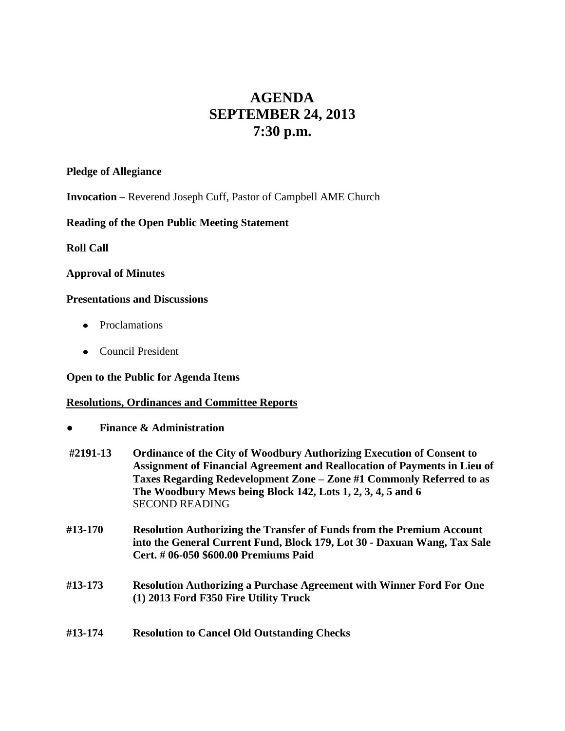# AGENDA
# SEPTEMBER 24, 2013
# 7:30 p.m.

**Pledge of Allegiance**

**Invocation –** Reverend Joseph Cuff, Pastor of Campbell AME Church

**Reading of the Open Public Meeting Statement**

**Roll Call**

**Approval of Minutes**

**Presentations and Discussions**

- Proclamations
- Council President

**Open to the Public for Agenda Items**

**<u>Resolutions, Ordinances and Committee Reports</u>**

- **Finance & Administration**

**#2191-13** **Ordinance of the City of Woodbury Authorizing Execution of Consent to Assignment of Financial Agreement and Reallocation of Payments in Lieu of Taxes Regarding Redevelopment Zone – Zone #1 Commonly Referred to as The Woodbury Mews being Block 142, Lots 1, 2, 3, 4, 5 and 6**
SECOND READING

**#13-170** **Resolution Authorizing the Transfer of Funds from the Premium Account into the General Current Fund, Block 179, Lot 30 - Daxuan Wang, Tax Sale Cert. # 06-050 $600.00 Premiums Paid**

**#13-173** **Resolution Authorizing a Purchase Agreement with Winner Ford For One (1) 2013 Ford F350 Fire Utility Truck**

**#13-174** **Resolution to Cancel Old Outstanding Checks**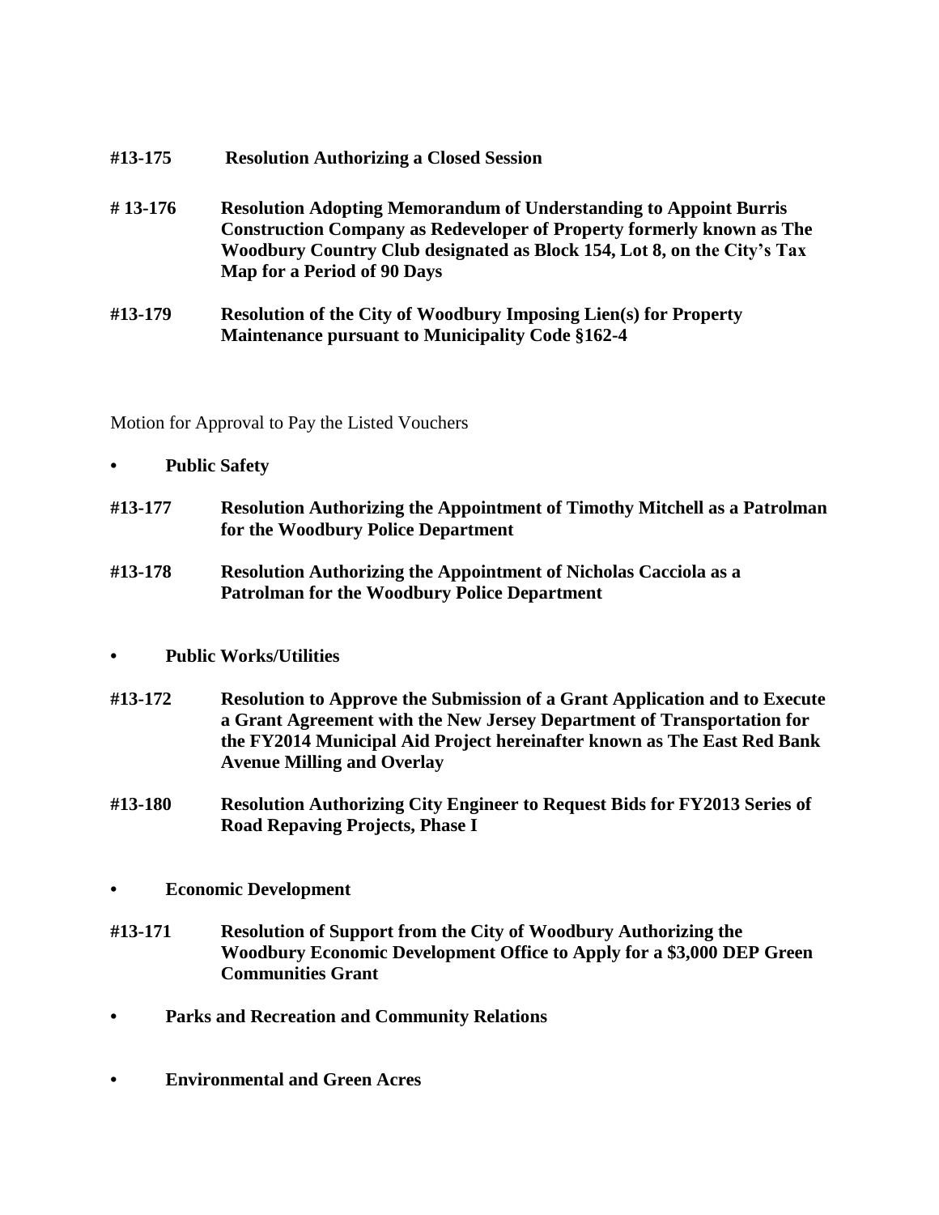**#13-175 Resolution Authorizing a Closed Session**

**# 13-176 Resolution Adopting Memorandum of Understanding to Appoint Burris Construction Company as Redeveloper of Property formerly known as The Woodbury Country Club designated as Block 154, Lot 8, on the City's Tax Map for a Period of 90 Days**

**#13-179 Resolution of the City of Woodbury Imposing Lien(s) for Property Maintenance pursuant to Municipality Code §162-4**

Motion for Approval to Pay the Listed Vouchers

- **Public Safety**

**#13-177 Resolution Authorizing the Appointment of Timothy Mitchell as a Patrolman for the Woodbury Police Department**

**#13-178 Resolution Authorizing the Appointment of Nicholas Cacciola as a Patrolman for the Woodbury Police Department**

- **Public Works/Utilities**

**#13-172 Resolution to Approve the Submission of a Grant Application and to Execute a Grant Agreement with the New Jersey Department of Transportation for the FY2014 Municipal Aid Project hereinafter known as The East Red Bank Avenue Milling and Overlay**

**#13-180 Resolution Authorizing City Engineer to Request Bids for FY2013 Series of Road Repaving Projects, Phase I**

- **Economic Development**

**#13-171 Resolution of Support from the City of Woodbury Authorizing the Woodbury Economic Development Office to Apply for a $3,000 DEP Green Communities Grant**

- **Parks and Recreation and Community Relations**

- **Environmental and Green Acres**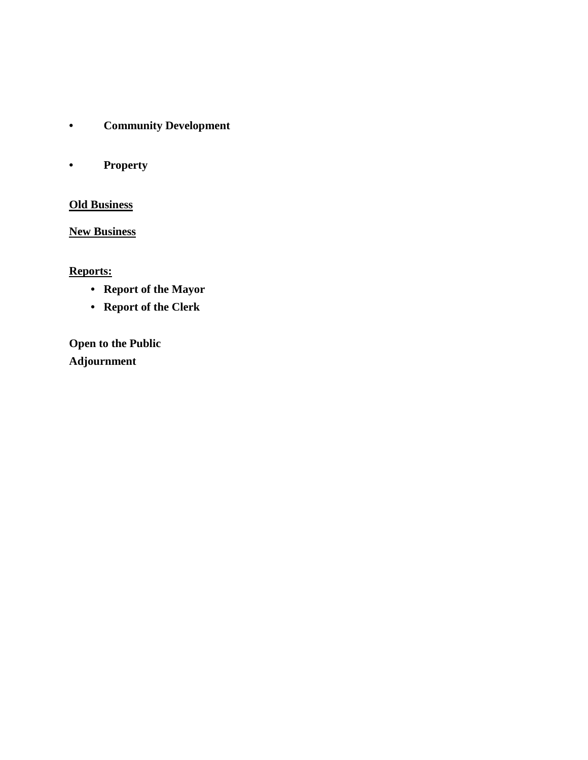- **Community Development**

- **Property**

**Old Business**

**New Business**

**Reports:**

- **Report of the Mayor**
- **Report of the Clerk**

**Open to the Public**

**Adjournment**